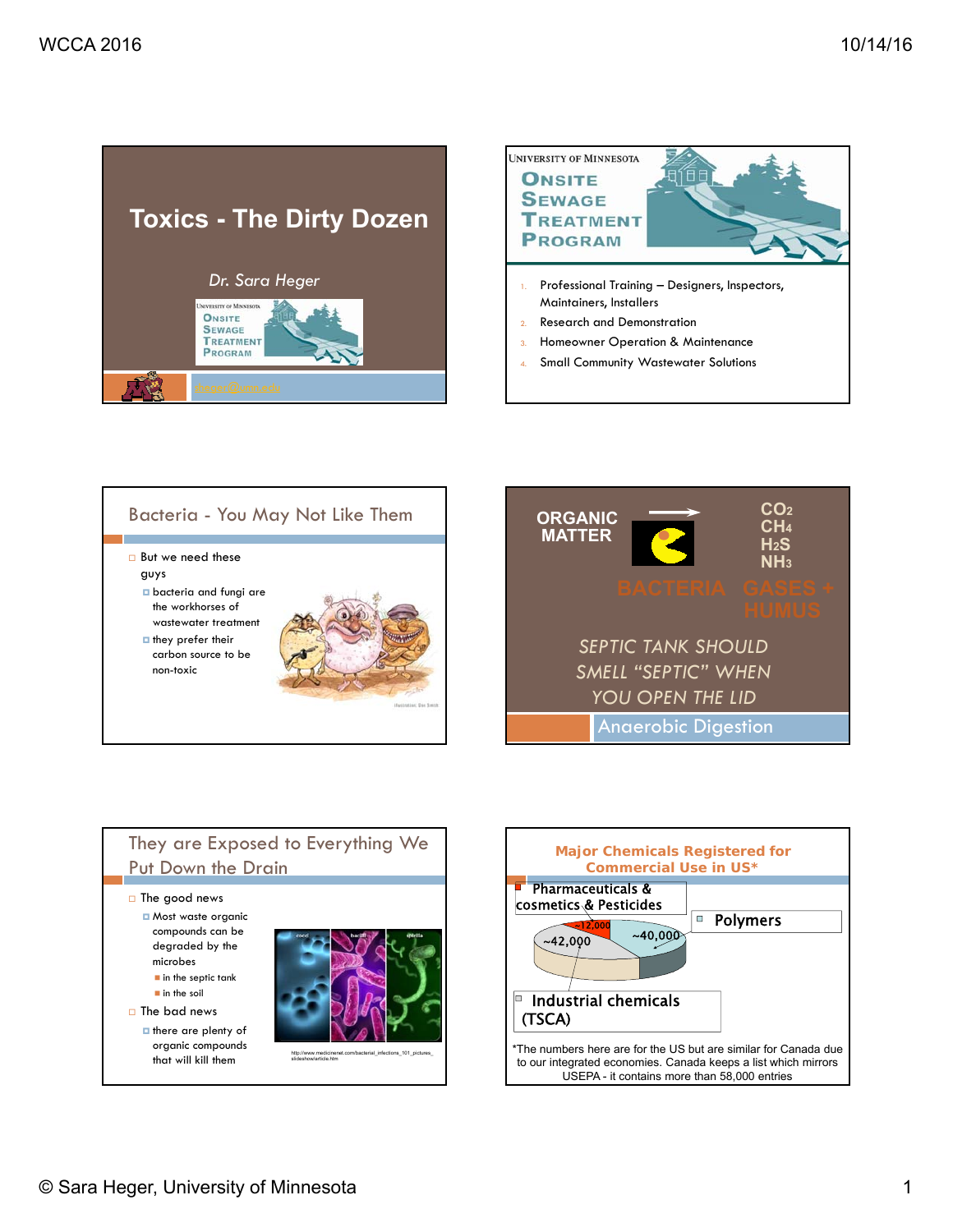# Toxics - The Dirty Dozen

*Dr. Sara Heger*

University of Minnesota Onsite Sewage Treatment Program

sheger@umn.edu

---

University of Minnesota Onsite Sewage Treatment Program

1. Professional Training – Designers, Inspectors, Maintainers, Installers
2. Research and Demonstration
3. Homeowner Operation & Maintenance
4. Small Community Wastewater Solutions

---

## Bacteria - You May Not Like Them

- But we need these guys
  - bacteria and fungi are the workhorses of wastewater treatment
  - they prefer their carbon source to be non-toxic

---

## Anaerobic Digestion

ORGANIC MATTER → $CO_2$ $CH_4$ $H_2S$ $NH_3$

BACTERIA GASES + HUMUS

*SEPTIC TANK SHOULD SMELL "SEPTIC" WHEN YOU OPEN THE LID*

---

## They are Exposed to Everything We Put Down the Drain

- The good news
  - Most waste organic compounds can be degraded by the microbes
    - in the septic tank
    - in the soil
- The bad news
  - there are plenty of organic compounds that will kill them

http://www.medicinenet.com/bacterial_infections_101_pictures_slideshow/article.htm

---

## Major Chemicals Registered for Commercial Use in US*

- Pharmaceuticals & cosmetics & Pesticides: ~12,000
- Polymers: ~40,000
- Industrial chemicals (TSCA): ~42,000

*The numbers here are for the US but are similar for Canada due to our integrated economies. Canada keeps a list which mirrors USEPA - it contains more than 58,000 entries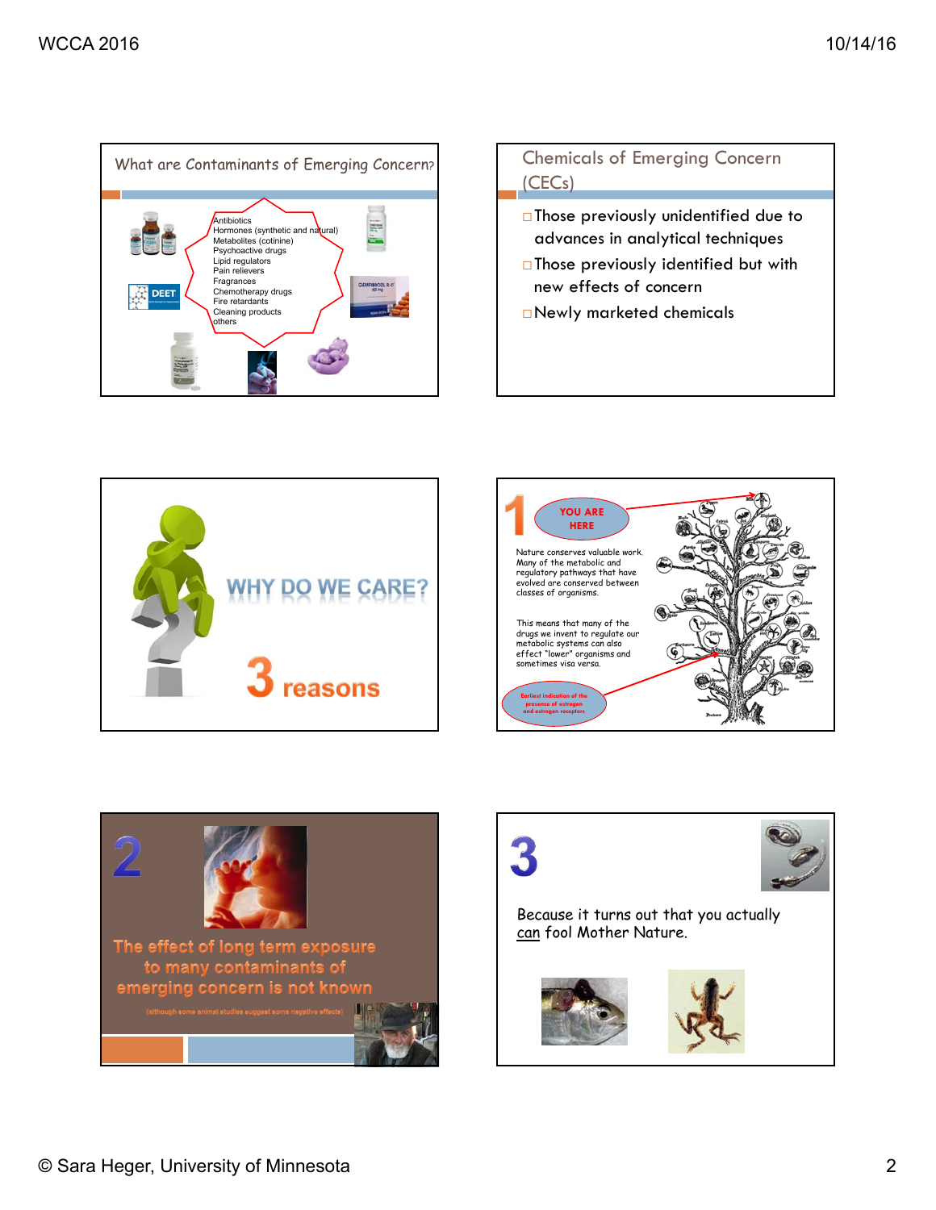## What are Contaminants of Emerging Concern?

- Antibiotics
- Hormones (synthetic and natural)
- Metabolites (cotinine)
- Psychoactive drugs
- Lipid regulators
- Pain relievers
- Fragrances
- Chemotherapy drugs
- Fire retardants
- Cleaning products
- others

## Chemicals of Emerging Concern (CECs)

- Those previously unidentified due to advances in analytical techniques
- Those previously identified but with new effects of concern
- Newly marketed chemicals

## WHY DO WE CARE?

3 reasons

## 1

YOU ARE HERE

Nature conserves valuable work. Many of the metabolic and regulatory pathways that have evolved are conserved between classes of organisms.

This means that many of the drugs we invent to regulate our metabolic systems can also effect "lower" organisms and sometimes visa versa.

Earliest indication of the presence of estrogen and estrogen receptors

## 2

The effect of long term exposure to many contaminants of emerging concern is not known

(although some animal studies suggest some negative effects)

## 3

Because it turns out that you actually can fool Mother Nature.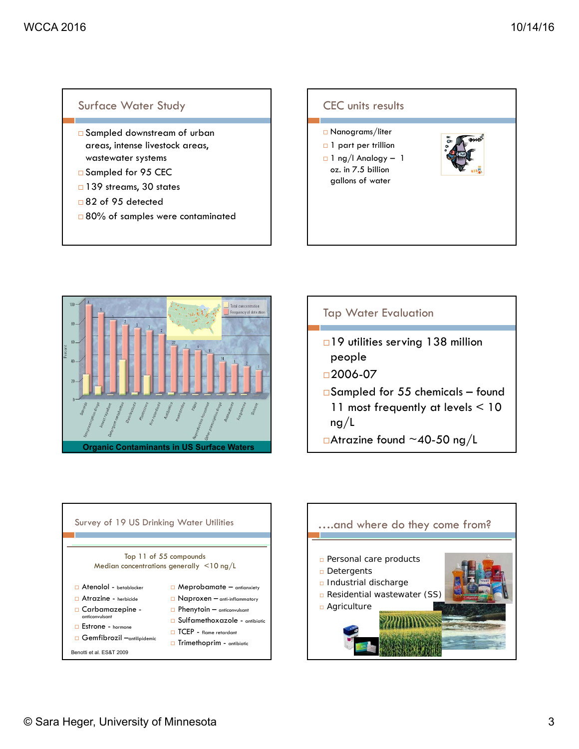## Surface Water Study

- Sampled downstream of urban areas, intense livestock areas, wastewater systems
- Sampled for 95 CEC
- 139 streams, 30 states
- 82 of 95 detected
- 80% of samples were contaminated

## CEC units results

- Nanograms/liter
- 1 part per trillion
- 1 ng/l Analogy – 1 oz. in 7.5 billion gallons of water

**Organic Contaminants in US Surface Waters**

## Tap Water Evaluation

- 19 utilities serving 138 million people
- 2006-07
- Sampled for 55 chemicals – found 11 most frequently at levels < 10 ng/L
- Atrazine found ~40-50 ng/L

## Survey of 19 US Drinking Water Utilities

Top 11 of 55 compounds
Median concentrations generally <10 ng/L

- Atenolol - betablocker
- Atrazine - herbicide
- Carbamazepine - anticonvulsant
- Estrone - hormone
- Gemfibrozil – antilipidemic
- Meprobamate – antianxiety
- Naproxen – anti-inflammatory
- Phenytoin – anticonvulsant
- Sulfamethoxazole - antibiotic
- TCEP - flame retardant
- Trimethoprim - antibiotic

Benotti et al. ES&T 2009

## ….and where do they come from?

- Personal care products
- Detergents
- Industrial discharge
- Residential wastewater (SS)
- Agriculture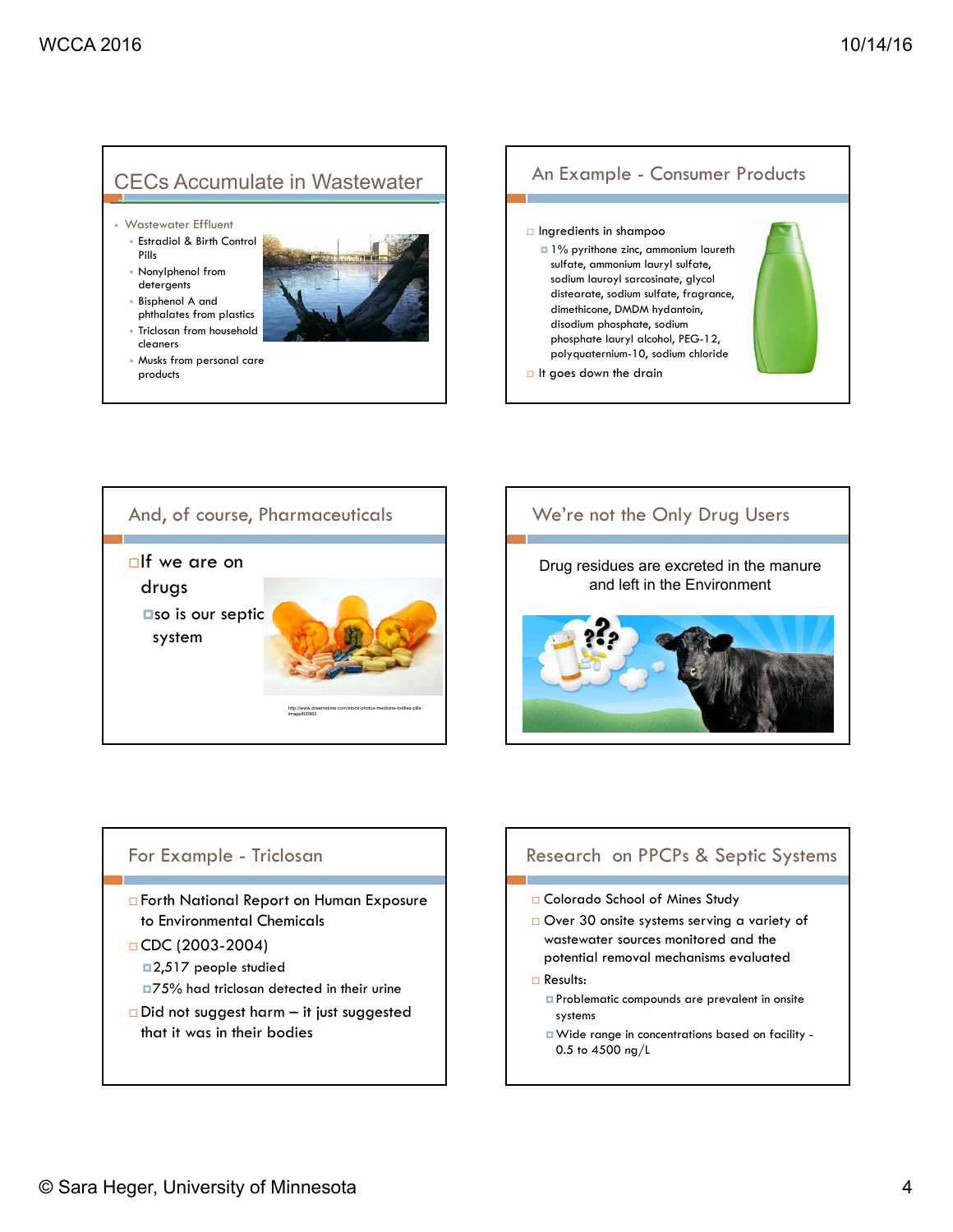## CECs Accumulate in Wastewater

- Wastewater Effluent
  - Estradiol & Birth Control Pills
  - Nonylphenol from detergents
  - Bisphenol A and phthalates from plastics
  - Triclosan from household cleaners
  - Musks from personal care products

## An Example - Consumer Products

- Ingredients in shampoo
  - 1% pyrithone zinc, ammonium laureth sulfate, ammonium lauryl sulfate, sodium lauroyl sarcosinate, glycol distearate, sodium sulfate, fragrance, dimethicone, DMDM hydantoin, disodium phosphate, sodium phosphate lauryl alcohol, PEG-12, polyquaternium-10, sodium chloride
- It goes down the drain

## And, of course, Pharmaceuticals

- If we are on drugs
  - so is our septic system

http://www.dreamstime.com/stock-photos-medicine-bottles-pills-image800963

## We're not the Only Drug Users

Drug residues are excreted in the manure and left in the Environment

## For Example - Triclosan

- Forth National Report on Human Exposure to Environmental Chemicals
- CDC (2003-2004)
  - 2,517 people studied
  - 75% had triclosan detected in their urine
- Did not suggest harm – it just suggested that it was in their bodies

## Research on PPCPs & Septic Systems

- Colorado School of Mines Study
- Over 30 onsite systems serving a variety of wastewater sources monitored and the potential removal mechanisms evaluated
- Results:
  - Problematic compounds are prevalent in onsite systems
  - Wide range in concentrations based on facility - 0.5 to 4500 ng/L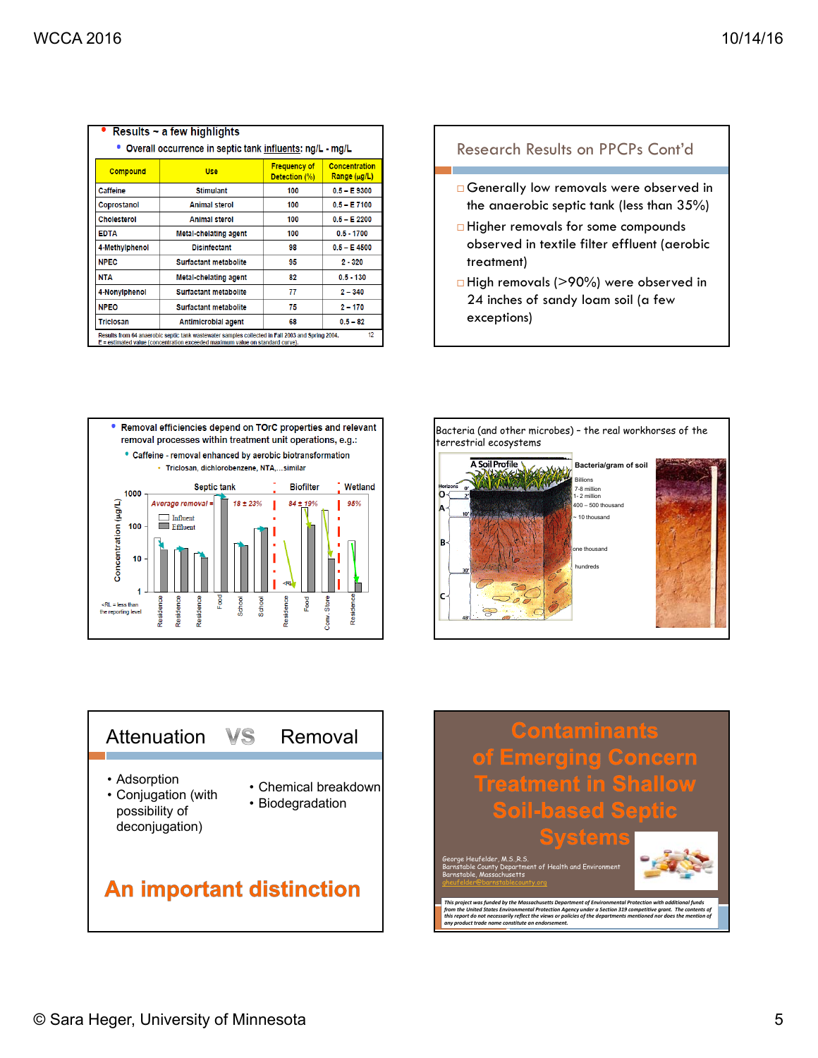## Results ~ a few highlights

- Overall occurrence in septic tank influents: ng/L - mg/L

| Compound | Use | Frequency of Detection (%) | Concentration Range (µg/L) |
|---|---|---|---|
| Caffeine | Stimulant | 100 | 0.5 – E 9300 |
| Coprostanol | Animal sterol | 100 | 0.5 – E 7100 |
| Cholesterol | Animal sterol | 100 | 0.5 – E 2200 |
| EDTA | Metal-chelating agent | 100 | 0.5 - 1700 |
| 4-Methylphenol | Disinfectant | 98 | 0.5 – E 4500 |
| NPEC | Surfactant metabolite | 95 | 2 - 320 |
| NTA | Metal-chelating agent | 82 | 0.5 - 130 |
| 4-Nonylphenol | Surfactant metabolite | 77 | 2 – 340 |
| NPEO | Surfactant metabolite | 75 | 2 – 170 |
| Triclosan | Antimicrobial agent | 68 | 0.5 – 82 |

Results from 64 anaerobic septic tank wastewater samples collected in Fall 2003 and Spring 2004.
E = estimated value (concentration exceeded maximum value on standard curve).

## Research Results on PPCPs Cont'd

- Generally low removals were observed in the anaerobic septic tank (less than 35%)
- Higher removals for some compounds observed in textile filter effluent (aerobic treatment)
- High removals (>90%) were observed in 24 inches of sandy loam soil (a few exceptions)

---

- Removal efficiencies depend on TOrC properties and relevant removal processes within treatment unit operations, e.g.:
  - Caffeine - removal enhanced by aerobic biotransformation
    - Triclosan, dichlorobenzene, NTA,…similar

Septic tank | Biofilter | Wetland

Average removal = 18 ± 23% | 84 ± 19% | 95%

Concentration (µg/L): 1000, 100, 10, 1

Influent / Effluent

Residence, Residence, Residence, Food, School, School, Residence, Food, Conv. Store, Residence

<RL = less than the reporting level

## Bacteria (and other microbes) – the real workhorses of the terrestrial ecosystems

A Soil Profile — Bacteria/gram of soil

Horizons: O, A, B, C (0", 2", 10", 30", 48")

Billions; 7-8 million; 1- 2 million; 400 – 500 thousand; ~ 10 thousand; one thousand; hundreds

## Attenuation VS Removal

- Adsorption
- Conjugation (with possibility of deconjugation)

- Chemical breakdown
- Biodegradation

**An important distinction**

## Contaminants of Emerging Concern Treatment in Shallow Soil-based Septic Systems

George Heufelder, M.S.,R.S.
Barnstable County Department of Health and Environment
Barnstable, Massachusetts
gheufelder@barnstablecounty.org

*This project was funded by the Massachusetts Department of Environmental Protection with additional funds from the United States Environmental Protection Agency under a Section 319 competitive grant. The contents of this report do not necessarily reflect the views or policies of the departments mentioned nor does the mention of any product trade name constitute an endorsement.*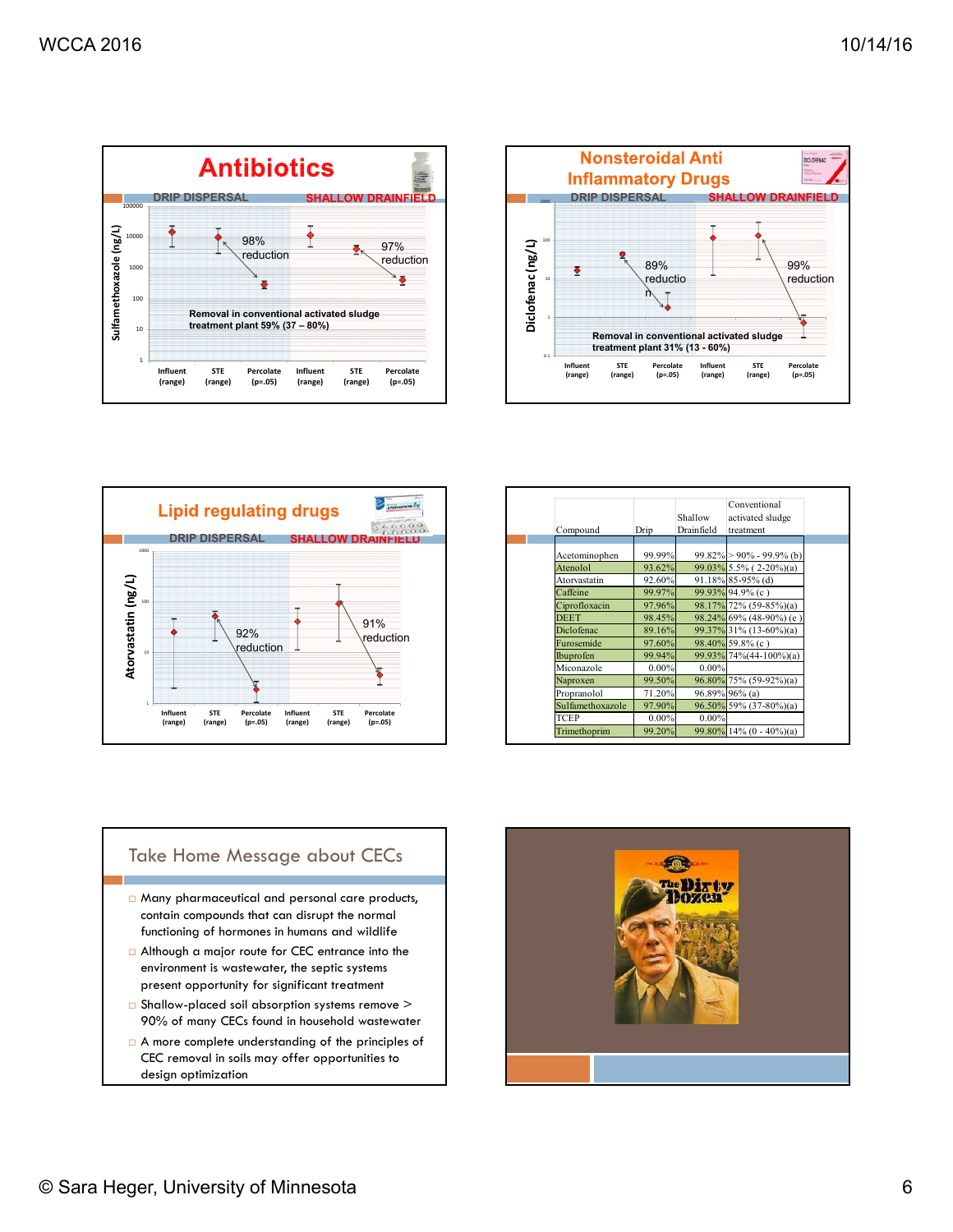## Antibiotics

DRIP DISPERSAL | SHALLOW DRAINFIELD

Sulfamethoxazole (ng/L)

98% reduction

97% reduction

Removal in conventional activated sludge treatment plant 59% (37 – 80%)

Influent (range) | STE (range) | Percolate (p=.05) | Influent (range) | STE (range) | Percolate (p=.05)

## Nonsteroidal Anti Inflammatory Drugs

DRIP DISPERSAL | SHALLOW DRAINFIELD

Diclofenac (ng/L)

89% reduction

99% reduction

Removal in conventional activated sludge treatment plant 31% (13 - 60%)

Influent (range) | STE (range) | Percolate (p=.05) | Influent (range) | STE (range) | Percolate (p=.05)

## Lipid regulating drugs

DRIP DISPERSAL | SHALLOW DRAINFIELD

Atorvastatin (ng/L)

92% reduction

91% reduction

Influent (range) | STE (range) | Percolate (p=.05) | Influent (range) | STE (range) | Percolate (p=.05)

| Compound | Drip | Shallow Drainfield | Conventional activated sludge treatment |
|---|---|---|---|
| Acetominophen | 99.99% | 99.82% | > 90% - 99.9% (b) |
| Atenolol | 93.62% | 99.03% | 5.5% ( 2-20%)(a) |
| Atorvastatin | 92.60% | 91.18% | 85-95% (d) |
| Caffeine | 99.97% | 99.93% | 94.9% (c ) |
| Ciprofloxacin | 97.96% | 98.17% | 72% (59-85%)(a) |
| DEET | 98.45% | 98.24% | 69% (48-90%) (e ) |
| Diclofenac | 89.16% | 99.37% | 31% (13-60%)(a) |
| Furosemide | 97.60% | 98.40% | 59.8% (c ) |
| Ibuprofen | 99.94% | 99.93% | 74%(44-100%)(a) |
| Miconazole | 0.00% | 0.00% | |
| Naproxen | 99.50% | 96.80% | 75% (59-92%)(a) |
| Propranolol | 71.20% | 96.89% | 96% (a) |
| Sulfamethoxazole | 97.90% | 96.50% | 59% (37-80%)(a) |
| TCEP | 0.00% | 0.00% | |
| Trimethoprim | 99.20% | 99.80% | 14% (0 - 40%)(a) |

## Take Home Message about CECs

- Many pharmaceutical and personal care products, contain compounds that can disrupt the normal functioning of hormones in humans and wildlife
- Although a major route for CEC entrance into the environment is wastewater, the septic systems present opportunity for significant treatment
- Shallow-placed soil absorption systems remove > 90% of many CECs found in household wastewater
- A more complete understanding of the principles of CEC removal in soils may offer opportunities to design optimization

The Dirty Dozen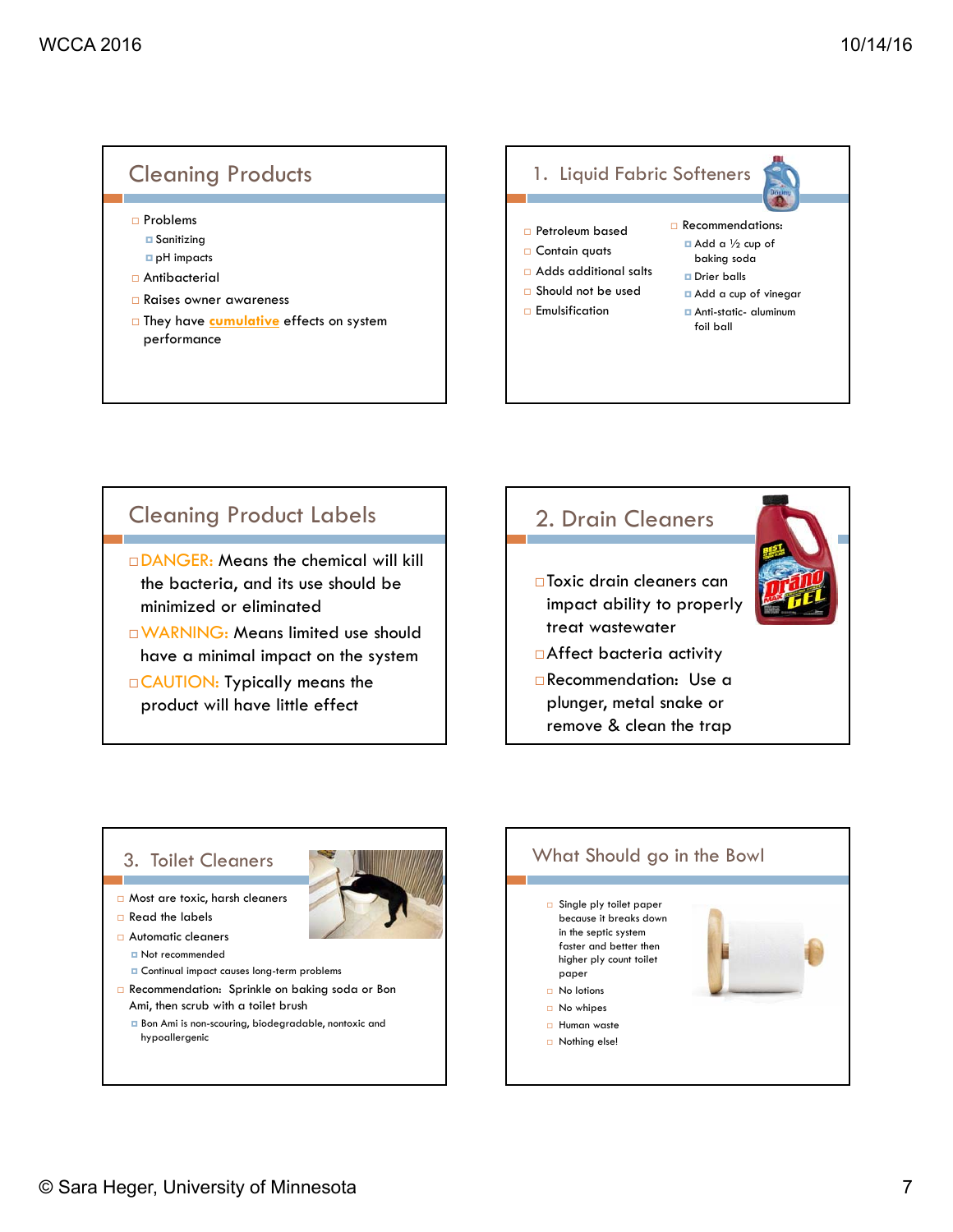## Cleaning Products

- Problems
  - Sanitizing
  - pH impacts
- Antibacterial
- Raises owner awareness
- They have cumulative effects on system performance

## 1. Liquid Fabric Softeners

- Petroleum based
- Contain quats
- Adds additional salts
- Should not be used
- Emulsification

- Recommendations:
  - Add a ½ cup of baking soda
  - Drier balls
  - Add a cup of vinegar
  - Anti-static- aluminum foil ball

## Cleaning Product Labels

- DANGER: Means the chemical will kill the bacteria, and its use should be minimized or eliminated
- WARNING: Means limited use should have a minimal impact on the system
- CAUTION: Typically means the product will have little effect

## 2. Drain Cleaners

- Toxic drain cleaners can impact ability to properly treat wastewater
- Affect bacteria activity
- Recommendation: Use a plunger, metal snake or remove & clean the trap

## 3. Toilet Cleaners

- Most are toxic, harsh cleaners
- Read the labels
- Automatic cleaners
  - Not recommended
  - Continual impact causes long-term problems
- Recommendation: Sprinkle on baking soda or Bon Ami, then scrub with a toilet brush
  - Bon Ami is non-scouring, biodegradable, nontoxic and hypoallergenic

## What Should go in the Bowl

- Single ply toilet paper because it breaks down in the septic system faster and better then higher ply count toilet paper
- No lotions
- No whipes
- Human waste
- Nothing else!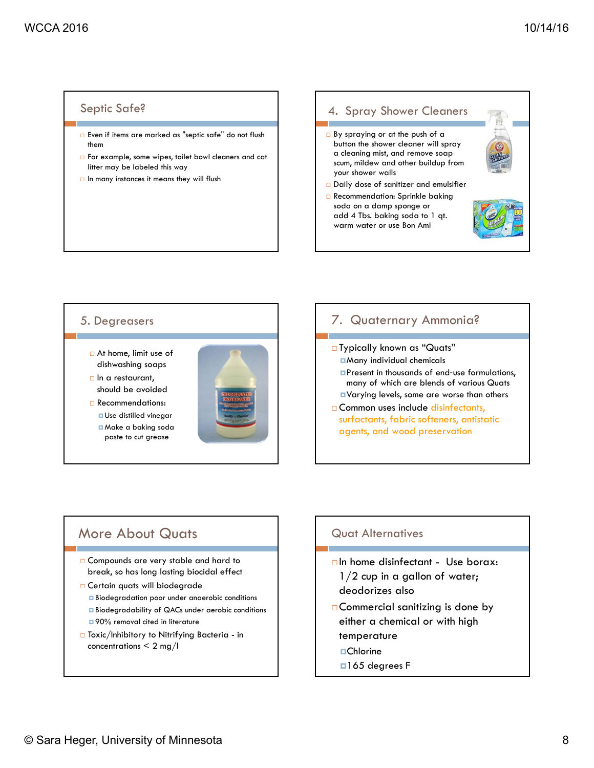## Septic Safe?

- Even if items are marked as "septic safe" do not flush them
- For example, some wipes, toilet bowl cleaners and cat litter may be labeled this way
- In many instances it means they will flush

## 4. Spray Shower Cleaners

- By spraying or at the push of a button the shower cleaner will spray a cleaning mist, and remove soap scum, mildew and other buildup from your shower walls
- Daily dose of sanitizer and emulsifier
- Recommendation: Sprinkle baking soda on a damp sponge or add 4 Tbs. baking soda to 1 qt. warm water or use Bon Ami

## 5. Degreasers

- At home, limit use of dishwashing soaps
- In a restaurant, should be avoided
- Recommendations:
  - Use distilled vinegar
  - Make a baking soda paste to cut grease

## 7. Quaternary Ammonia?

- Typically known as "Quats"
  - Many individual chemicals
  - Present in thousands of end-use formulations, many of which are blends of various Quats
  - Varying levels, some are worse than others
- Common uses include disinfectants, surfactants, fabric softeners, antistatic agents, and wood preservation

## More About Quats

- Compounds are very stable and hard to break, so has long lasting biocidal effect
- Certain quats will biodegrade
  - Biodegradation poor under anaerobic conditions
  - Biodegradability of QACs under aerobic conditions
  - 90% removal cited in literature
- Toxic/Inhibitory to Nitrifying Bacteria - in concentrations < 2 mg/l

## Quat Alternatives

- In home disinfectant - Use borax: 1/2 cup in a gallon of water; deodorizes also
- Commercial sanitizing is done by either a chemical or with high temperature
  - Chlorine
  - 165 degrees F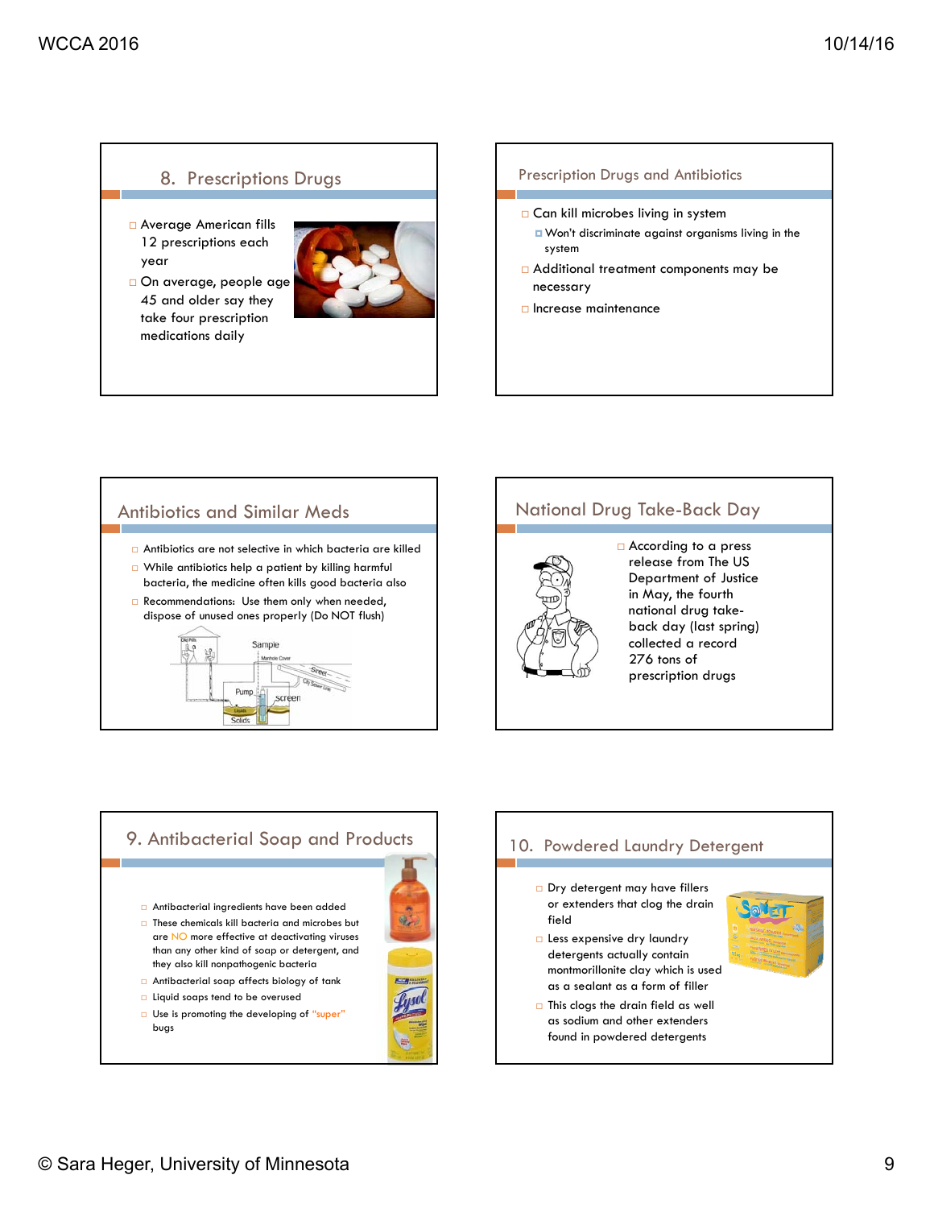## 8. Prescriptions Drugs

- Average American fills 12 prescriptions each year
- On average, people age 45 and older say they take four prescription medications daily

## Prescription Drugs and Antibiotics

- Can kill microbes living in system
  - Won't discriminate against organisms living in the system
- Additional treatment components may be necessary
- Increase maintenance

## Antibiotics and Similar Meds

- Antibiotics are not selective in which bacteria are killed
- While antibiotics help a patient by killing harmful bacteria, the medicine often kills good bacteria also
- Recommendations: Use them only when needed, dispose of unused ones properly (Do NOT flush)

## National Drug Take-Back Day

- According to a press release from The US Department of Justice in May, the fourth national drug take-back day (last spring) collected a record 276 tons of prescription drugs

## 9. Antibacterial Soap and Products

- Antibacterial ingredients have been added
- These chemicals kill bacteria and microbes but are NO more effective at deactivating viruses than any other kind of soap or detergent, and they also kill nonpathogenic bacteria
- Antibacterial soap affects biology of tank
- Liquid soaps tend to be overused
- Use is promoting the developing of "super" bugs

## 10. Powdered Laundry Detergent

- Dry detergent may have fillers or extenders that clog the drain field
- Less expensive dry laundry detergents actually contain montmorillonite clay which is used as a sealant as a form of filler
- This clogs the drain field as well as sodium and other extenders found in powdered detergents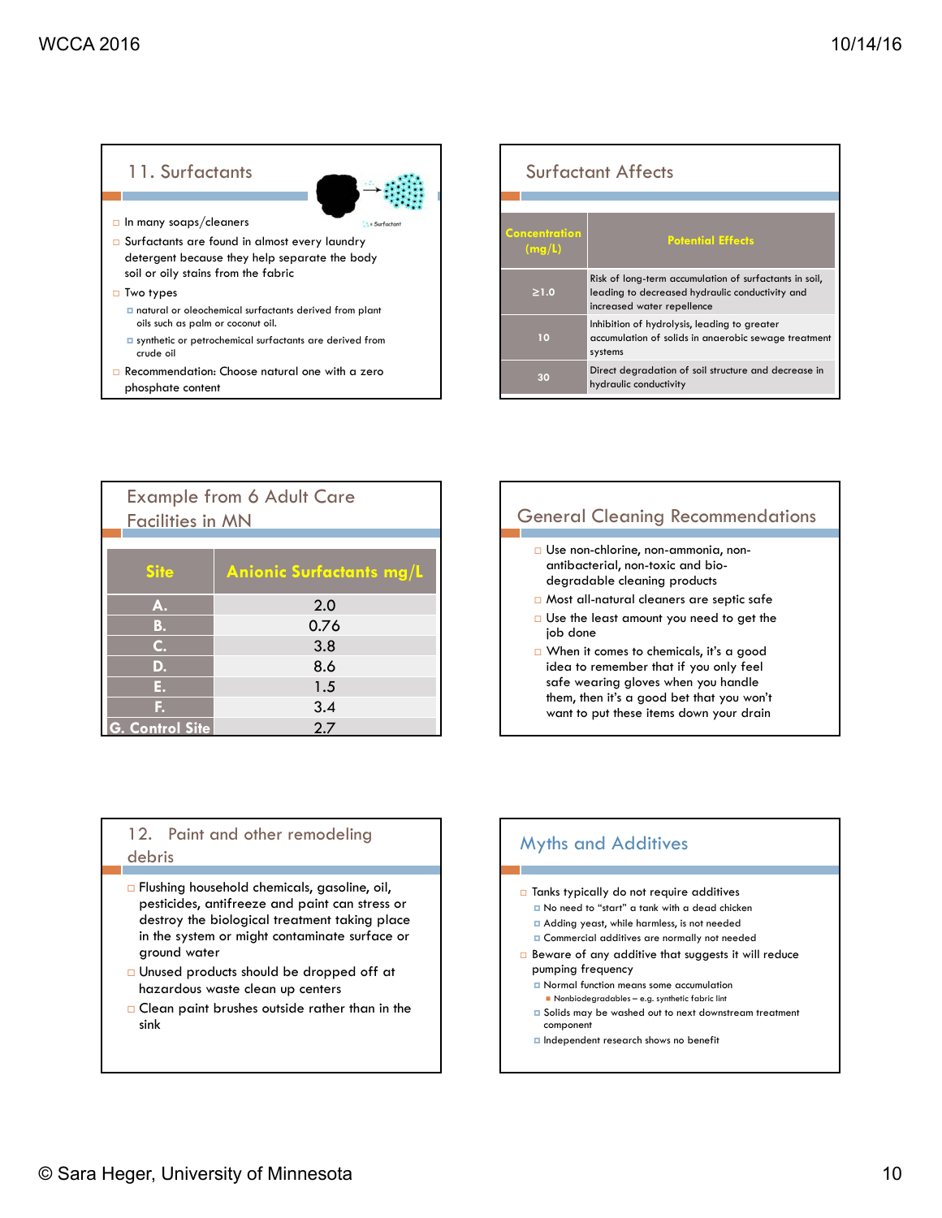## 11. Surfactants

- In many soaps/cleaners
- Surfactants are found in almost every laundry detergent because they help separate the body soil or oily stains from the fabric
- Two types
  - natural or oleochemical surfactants derived from plant oils such as palm or coconut oil.
  - synthetic or petrochemical surfactants are derived from crude oil
- Recommendation: Choose natural one with a zero phosphate content

## Surfactant Affects

| Concentration (mg/L) | Potential Effects |
|---|---|
| ≥1.0 | Risk of long-term accumulation of surfactants in soil, leading to decreased hydraulic conductivity and increased water repellence |
| 10 | Inhibition of hydrolysis, leading to greater accumulation of solids in anaerobic sewage treatment systems |
| 30 | Direct degradation of soil structure and decrease in hydraulic conductivity |

## Example from 6 Adult Care Facilities in MN

| Site | Anionic Surfactants mg/L |
|---|---|
| A. | 2.0 |
| B. | 0.76 |
| C. | 3.8 |
| D. | 8.6 |
| E. | 1.5 |
| F. | 3.4 |
| G. Control Site | 2.7 |

## General Cleaning Recommendations

- Use non-chlorine, non-ammonia, non-antibacterial, non-toxic and bio-degradable cleaning products
- Most all-natural cleaners are septic safe
- Use the least amount you need to get the job done
- When it comes to chemicals, it's a good idea to remember that if you only feel safe wearing gloves when you handle them, then it's a good bet that you won't want to put these items down your drain

## 12. Paint and other remodeling debris

- Flushing household chemicals, gasoline, oil, pesticides, antifreeze and paint can stress or destroy the biological treatment taking place in the system or might contaminate surface or ground water
- Unused products should be dropped off at hazardous waste clean up centers
- Clean paint brushes outside rather than in the sink

## Myths and Additives

- Tanks typically do not require additives
  - No need to "start" a tank with a dead chicken
  - Adding yeast, while harmless, is not needed
  - Commercial additives are normally not needed
- Beware of any additive that suggests it will reduce pumping frequency
  - Normal function means some accumulation
    - Nonbiodegradables – e.g. synthetic fabric lint
  - Solids may be washed out to next downstream treatment component
  - Independent research shows no benefit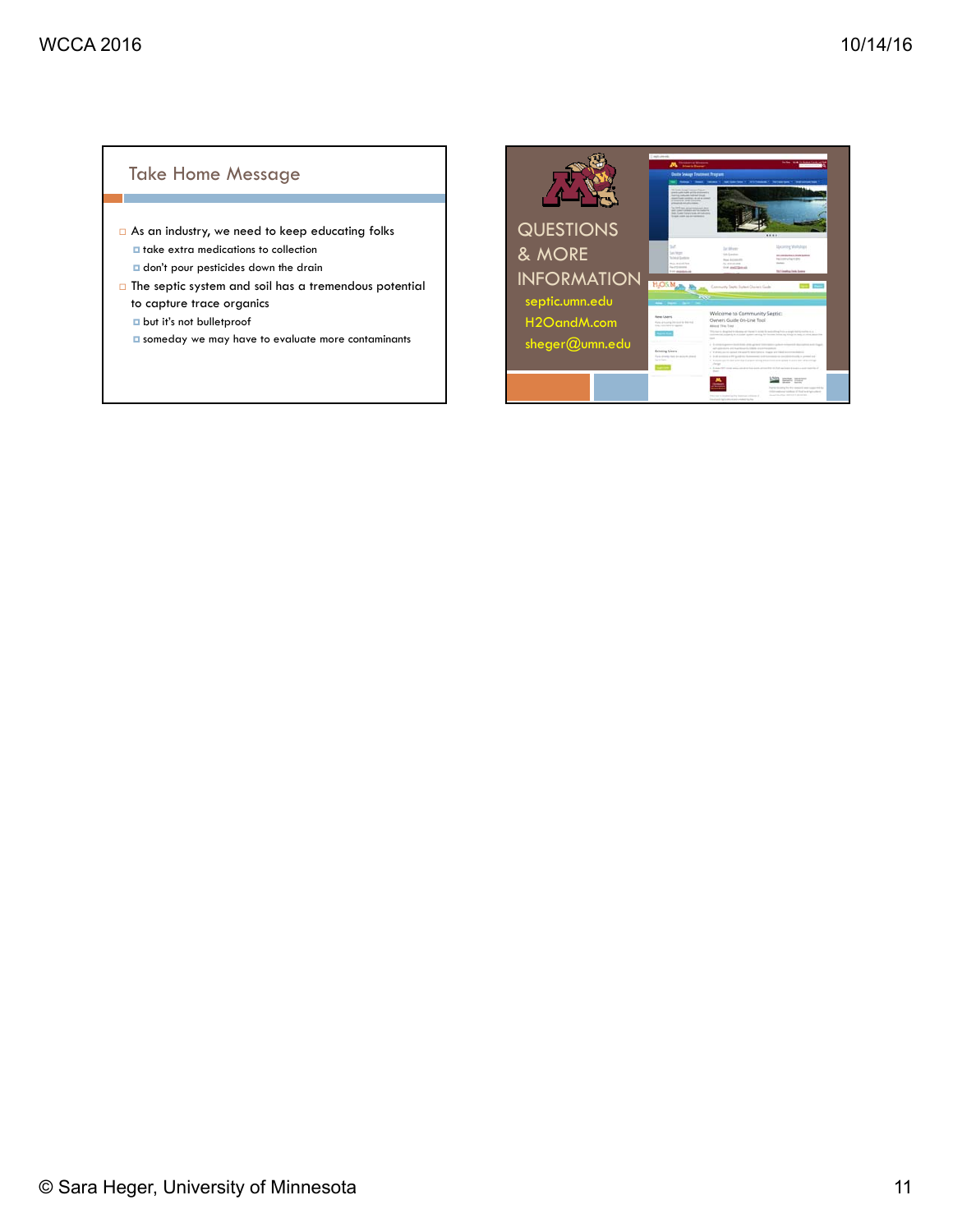## Take Home Message

- As an industry, we need to keep educating folks
  - take extra medications to collection
  - don't pour pesticides down the drain
- The septic system and soil has a tremendous potential to capture trace organics
  - but it's not bulletproof
  - someday we may have to evaluate more contaminants

## QUESTIONS & MORE INFORMATION

septic.umn.edu

H2OandM.com

sheger@umn.edu